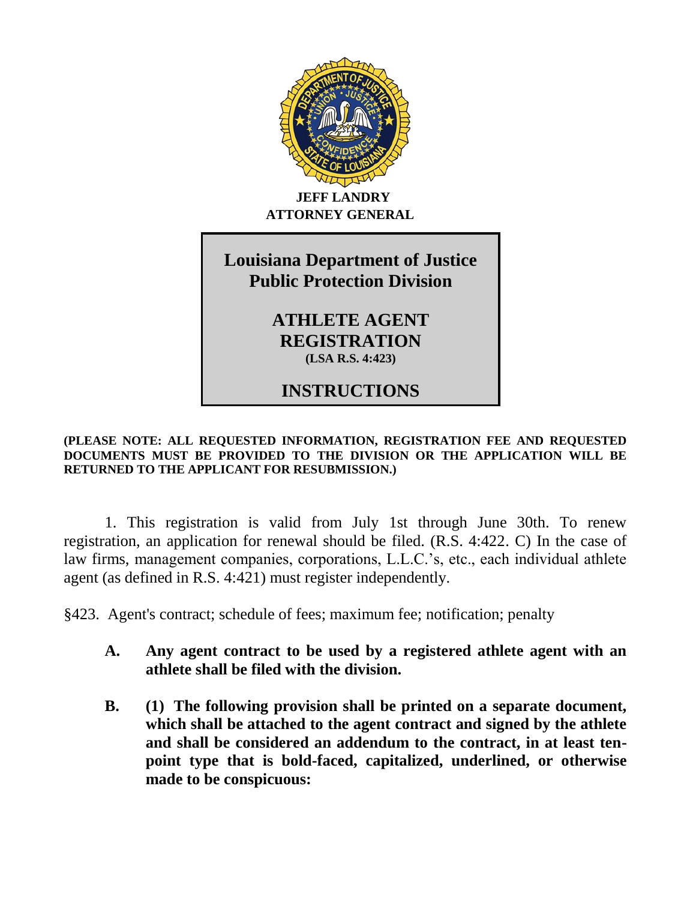**JEFF LANDRY**
**ATTORNEY GENERAL**

# Louisiana Department of Justice
# Public Protection Division

## ATHLETE AGENT REGISTRATION
**(LSA R.S. 4:423)**

## INSTRUCTIONS

**(PLEASE NOTE: ALL REQUESTED INFORMATION, REGISTRATION FEE AND REQUESTED DOCUMENTS MUST BE PROVIDED TO THE DIVISION OR THE APPLICATION WILL BE RETURNED TO THE APPLICANT FOR RESUBMISSION.)**

1. This registration is valid from July 1st through June 30th. To renew registration, an application for renewal should be filed. (R.S. 4:422. C) In the case of law firms, management companies, corporations, L.L.C.'s, etc., each individual athlete agent (as defined in R.S. 4:421) must register independently.

§423. Agent's contract; schedule of fees; maximum fee; notification; penalty

**A. Any agent contract to be used by a registered athlete agent with an athlete shall be filed with the division.**

**B. (1) The following provision shall be printed on a separate document, which shall be attached to the agent contract and signed by the athlete and shall be considered an addendum to the contract, in at least ten-point type that is bold-faced, capitalized, underlined, or otherwise made to be conspicuous:**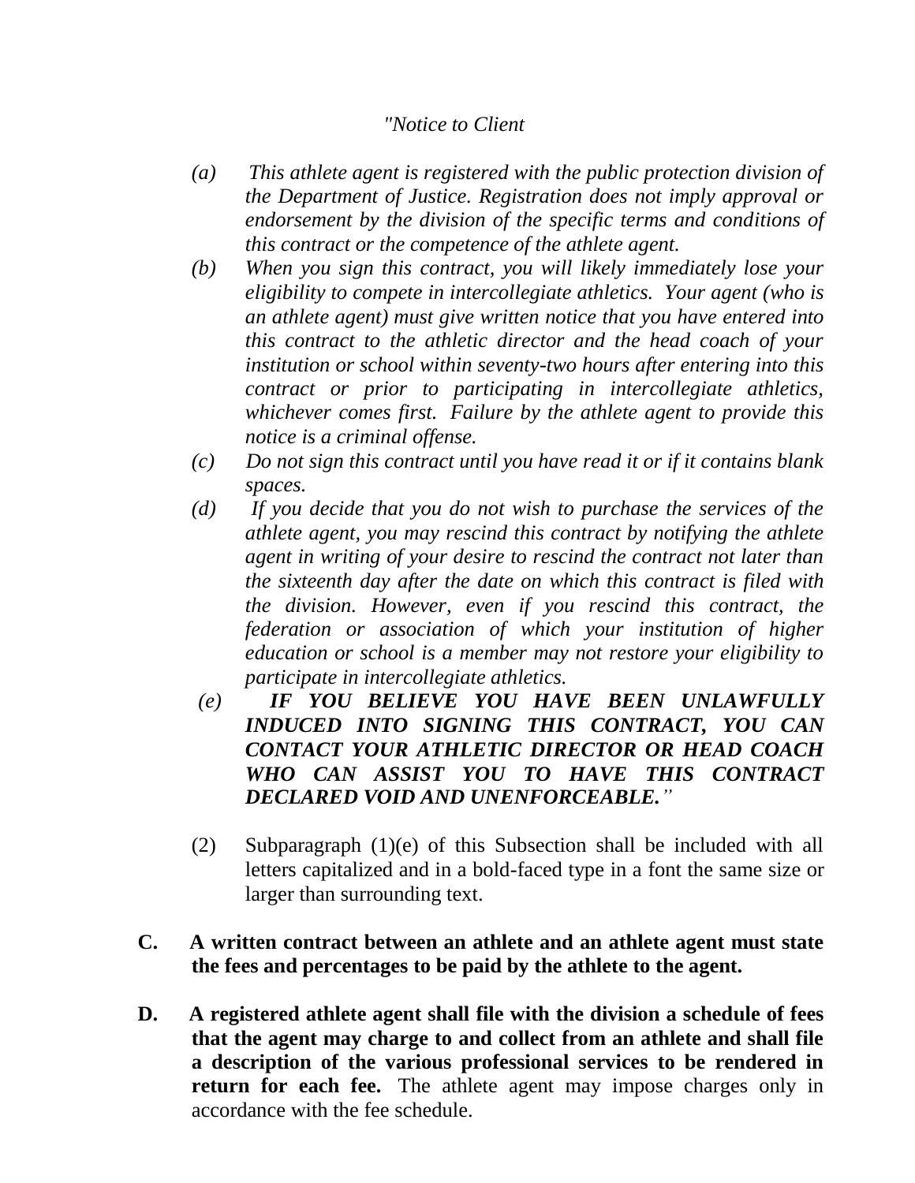*"Notice to Client*

*(a) This athlete agent is registered with the public protection division of the Department of Justice. Registration does not imply approval or endorsement by the division of the specific terms and conditions of this contract or the competence of the athlete agent.*

*(b) When you sign this contract, you will likely immediately lose your eligibility to compete in intercollegiate athletics. Your agent (who is an athlete agent) must give written notice that you have entered into this contract to the athletic director and the head coach of your institution or school within seventy-two hours after entering into this contract or prior to participating in intercollegiate athletics, whichever comes first. Failure by the athlete agent to provide this notice is a criminal offense.*

*(c) Do not sign this contract until you have read it or if it contains blank spaces.*

*(d) If you decide that you do not wish to purchase the services of the athlete agent, you may rescind this contract by notifying the athlete agent in writing of your desire to rescind the contract not later than the sixteenth day after the date on which this contract is filed with the division. However, even if you rescind this contract, the federation or association of which your institution of higher education or school is a member may not restore your eligibility to participate in intercollegiate athletics.*

*(e)* ***IF YOU BELIEVE YOU HAVE BEEN UNLAWFULLY INDUCED INTO SIGNING THIS CONTRACT, YOU CAN CONTACT YOUR ATHLETIC DIRECTOR OR HEAD COACH WHO CAN ASSIST YOU TO HAVE THIS CONTRACT DECLARED VOID AND UNENFORCEABLE.****"*

(2) Subparagraph (1)(e) of this Subsection shall be included with all letters capitalized and in a bold-faced type in a font the same size or larger than surrounding text.

**C. A written contract between an athlete and an athlete agent must state the fees and percentages to be paid by the athlete to the agent.**

**D. A registered athlete agent shall file with the division a schedule of fees that the agent may charge to and collect from an athlete and shall file a description of the various professional services to be rendered in return for each fee.** The athlete agent may impose charges only in accordance with the fee schedule.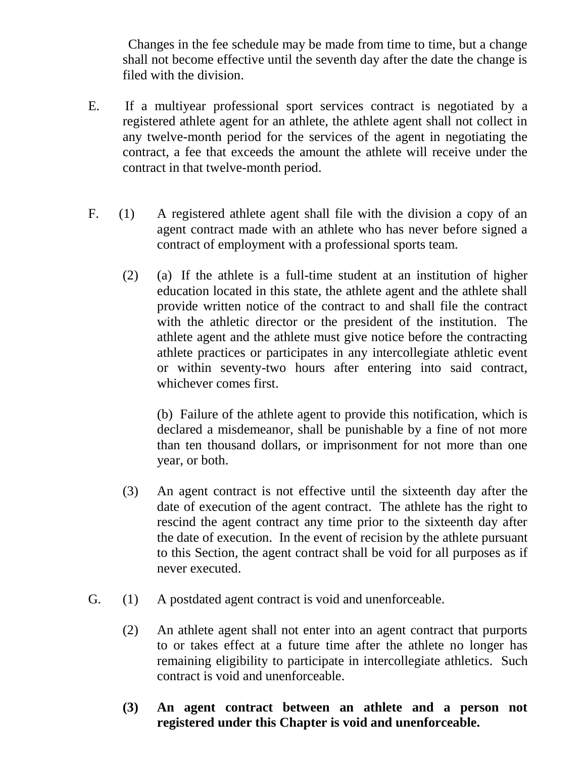Changes in the fee schedule may be made from time to time, but a change shall not become effective until the seventh day after the date the change is filed with the division.

E. If a multiyear professional sport services contract is negotiated by a registered athlete agent for an athlete, the athlete agent shall not collect in any twelve-month period for the services of the agent in negotiating the contract, a fee that exceeds the amount the athlete will receive under the contract in that twelve-month period.

F. (1) A registered athlete agent shall file with the division a copy of an agent contract made with an athlete who has never before signed a contract of employment with a professional sports team.

(2) (a) If the athlete is a full-time student at an institution of higher education located in this state, the athlete agent and the athlete shall provide written notice of the contract to and shall file the contract with the athletic director or the president of the institution. The athlete agent and the athlete must give notice before the contracting athlete practices or participates in any intercollegiate athletic event or within seventy-two hours after entering into said contract, whichever comes first.

(b) Failure of the athlete agent to provide this notification, which is declared a misdemeanor, shall be punishable by a fine of not more than ten thousand dollars, or imprisonment for not more than one year, or both.

(3) An agent contract is not effective until the sixteenth day after the date of execution of the agent contract. The athlete has the right to rescind the agent contract any time prior to the sixteenth day after the date of execution. In the event of recision by the athlete pursuant to this Section, the agent contract shall be void for all purposes as if never executed.

G. (1) A postdated agent contract is void and unenforceable.

(2) An athlete agent shall not enter into an agent contract that purports to or takes effect at a future time after the athlete no longer has remaining eligibility to participate in intercollegiate athletics. Such contract is void and unenforceable.

**(3) An agent contract between an athlete and a person not registered under this Chapter is void and unenforceable.**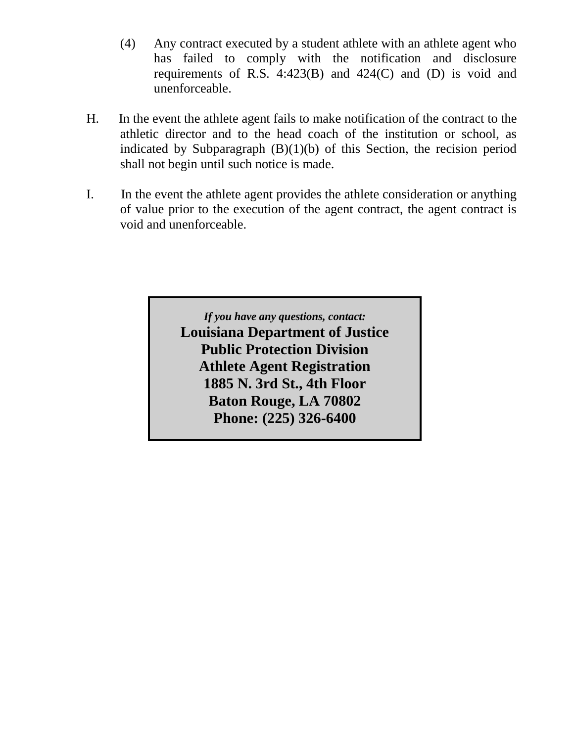(4) Any contract executed by a student athlete with an athlete agent who has failed to comply with the notification and disclosure requirements of R.S. 4:423(B) and 424(C) and (D) is void and unenforceable.

H. In the event the athlete agent fails to make notification of the contract to the athletic director and to the head coach of the institution or school, as indicated by Subparagraph (B)(1)(b) of this Section, the recision period shall not begin until such notice is made.

I. In the event the athlete agent provides the athlete consideration or anything of value prior to the execution of the agent contract, the agent contract is void and unenforceable.

***If you have any questions, contact:***

**Louisiana Department of Justice**
**Public Protection Division**
**Athlete Agent Registration**
**1885 N. 3rd St., 4th Floor**
**Baton Rouge, LA 70802**
**Phone: (225) 326-6400**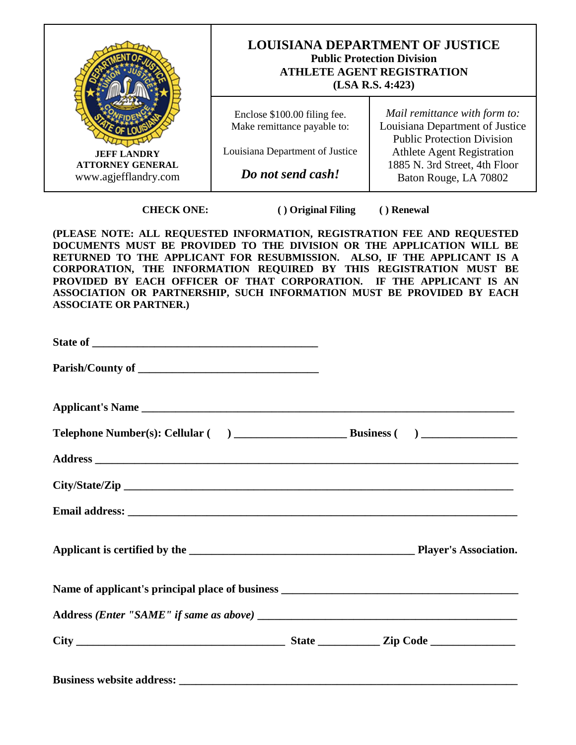| JEFF LANDRY<br>ATTORNEY GENERAL<br>www.agjefflandry.com | **LOUISIANA DEPARTMENT OF JUSTICE**<br>**Public Protection Division**<br>**ATHLETE AGENT REGISTRATION**<br>**(LSA R.S. 4:423)** | |
|---|---|---|
| | Enclose $100.00 filing fee.<br>Make remittance payable to:<br><br>Louisiana Department of Justice<br><br>***Do not send cash!*** | *Mail remittance with form to:*<br>Louisiana Department of Justice<br>Public Protection Division<br>Athlete Agent Registration<br>1885 N. 3rd Street, 4th Floor<br>Baton Rouge, LA 70802 |

**CHECK ONE:** **( ) Original Filing** **( ) Renewal**

**(PLEASE NOTE: ALL REQUESTED INFORMATION, REGISTRATION FEE AND REQUESTED DOCUMENTS MUST BE PROVIDED TO THE DIVISION OR THE APPLICATION WILL BE RETURNED TO THE APPLICANT FOR RESUBMISSION. ALSO, IF THE APPLICANT IS A CORPORATION, THE INFORMATION REQUIRED BY THIS REGISTRATION MUST BE PROVIDED BY EACH OFFICER OF THAT CORPORATION. IF THE APPLICANT IS AN ASSOCIATION OR PARTNERSHIP, SUCH INFORMATION MUST BE PROVIDED BY EACH ASSOCIATE OR PARTNER.)**

**State of** ________________________________________

**Parish/County of** ________________________________

**Applicant's Name** ____________________________________________________________

**Telephone Number(s): Cellular (    )** ___________________ **Business (    )** ________________

**Address** ______________________________________________________________________

**City/State/Zip** ________________________________________________________________

**Email address:** ________________________________________________________________

**Applicant is certified by the** ________________________________________ **Player's Association.**

**Name of applicant's principal place of business** ________________________________________

**Address** ***(Enter "SAME" if same as above)*** ____________________________________________

**City** ____________________________________ **State** __________ **Zip Code** ______________

**Business website address:** ____________________________________________________________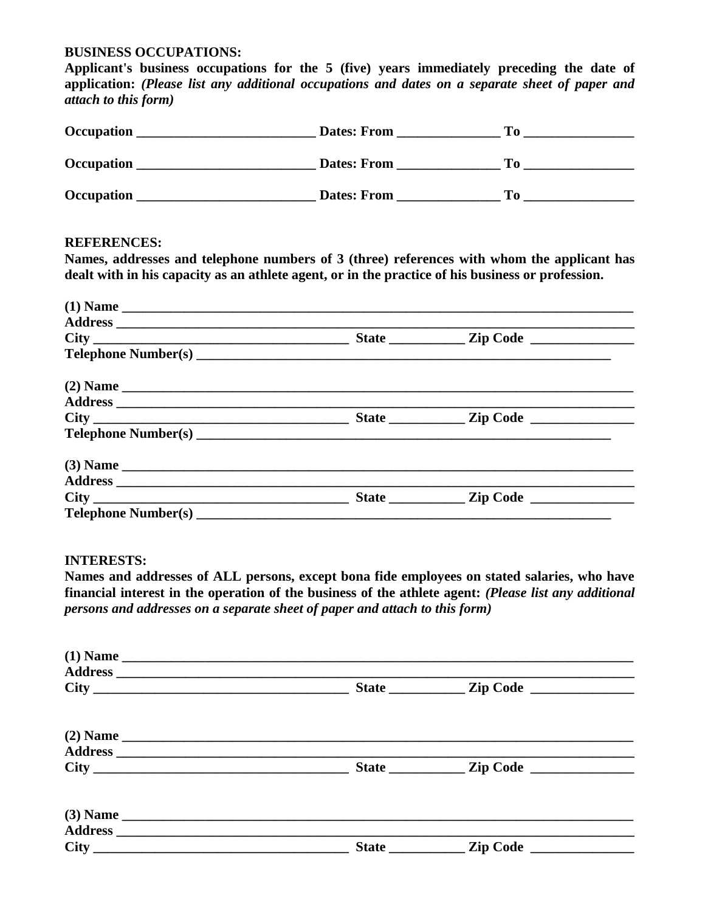**BUSINESS OCCUPATIONS:**

**Applicant's business occupations for the 5 (five) years immediately preceding the date of application:** ***(Please list any additional occupations and dates on a separate sheet of paper and attach to this form)***

**Occupation** __________________________ **Dates: From** _______________ **To** ________________

**Occupation** __________________________ **Dates: From** _______________ **To** ________________

**Occupation** __________________________ **Dates: From** _______________ **To** ________________

**REFERENCES:**

**Names, addresses and telephone numbers of 3 (three) references with whom the applicant has dealt with in his capacity as an athlete agent, or in the practice of his business or profession.**

**(1) Name** ____________________________________________________________________________
**Address** ____________________________________________________________________________
**City** ____________________________________ **State** ___________ **Zip Code** _______________
**Telephone Number(s)** ________________________________________________________________

**(2) Name** ____________________________________________________________________________
**Address** ____________________________________________________________________________
**City** ____________________________________ **State** ___________ **Zip Code** _______________
**Telephone Number(s)** ________________________________________________________________

**(3) Name** ____________________________________________________________________________
**Address** ____________________________________________________________________________
**City** ____________________________________ **State** ___________ **Zip Code** _______________
**Telephone Number(s)** ________________________________________________________________

**INTERESTS:**

**Names and addresses of ALL persons, except bona fide employees on stated salaries, who have financial interest in the operation of the business of the athlete agent:** ***(Please list any additional persons and addresses on a separate sheet of paper and attach to this form)***

**(1) Name** ____________________________________________________________________________
**Address** ____________________________________________________________________________
**City** ____________________________________ **State** ___________ **Zip Code** _______________

**(2) Name** ____________________________________________________________________________
**Address** ____________________________________________________________________________
**City** ____________________________________ **State** ___________ **Zip Code** _______________

**(3) Name** ____________________________________________________________________________
**Address** ____________________________________________________________________________
**City** ____________________________________ **State** ___________ **Zip Code** _______________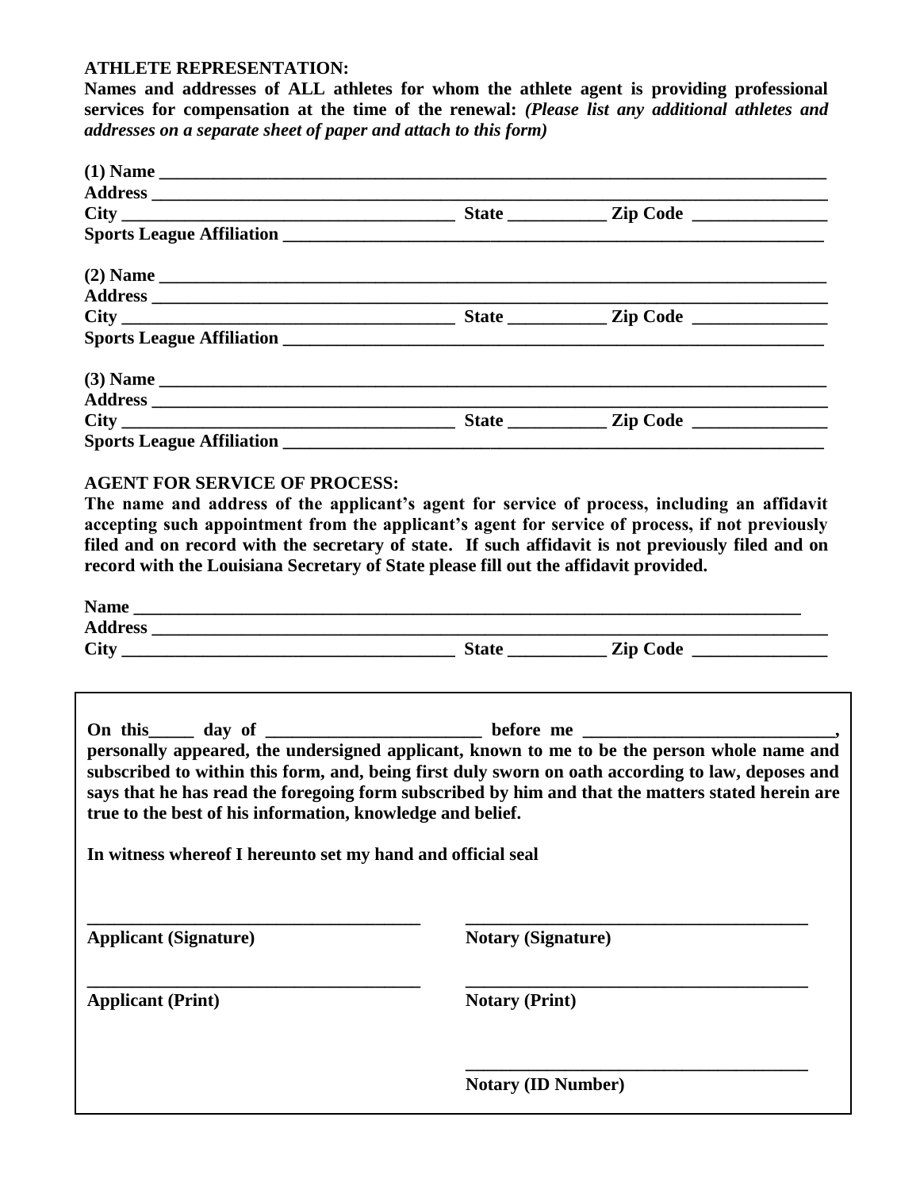**ATHLETE REPRESENTATION:**

**Names and addresses of ALL athletes for whom the athlete agent is providing professional services for compensation at the time of the renewal:** ***(Please list any additional athletes and addresses on a separate sheet of paper and attach to this form)***

**(1) Name** ______________________________________________________________________________

**Address** ______________________________________________________________________________

**City** ______________________________________ **State** ___________ **Zip Code** _______________

**Sports League Affiliation** ___________________________________________________________

**(2) Name** ______________________________________________________________________________

**Address** ______________________________________________________________________________

**City** ______________________________________ **State** ___________ **Zip Code** _______________

**Sports League Affiliation** ___________________________________________________________

**(3) Name** ______________________________________________________________________________

**Address** ______________________________________________________________________________

**City** ______________________________________ **State** ___________ **Zip Code** _______________

**Sports League Affiliation** ___________________________________________________________

**AGENT FOR SERVICE OF PROCESS:**

**The name and address of the applicant's agent for service of process, including an affidavit accepting such appointment from the applicant's agent for service of process, if not previously filed and on record with the secretary of state. If such affidavit is not previously filed and on record with the Louisiana Secretary of State please fill out the affidavit provided.**

**Name** ______________________________________________________________________________

**Address** ______________________________________________________________________________

**City** ______________________________________ **State** ___________ **Zip Code** _______________

**On this_____ day of _________________________ before me ____________________________, personally appeared, the undersigned applicant, known to me to be the person whole name and subscribed to within this form, and, being first duly sworn on oath according to law, deposes and says that he has read the foregoing form subscribed by him and that the matters stated herein are true to the best of his information, knowledge and belief.**

**In witness whereof I hereunto set my hand and official seal**

______________________________________ ______________________________________

**Applicant (Signature)** **Notary (Signature)**

______________________________________ ______________________________________

**Applicant (Print)** **Notary (Print)**

______________________________________

**Notary (ID Number)**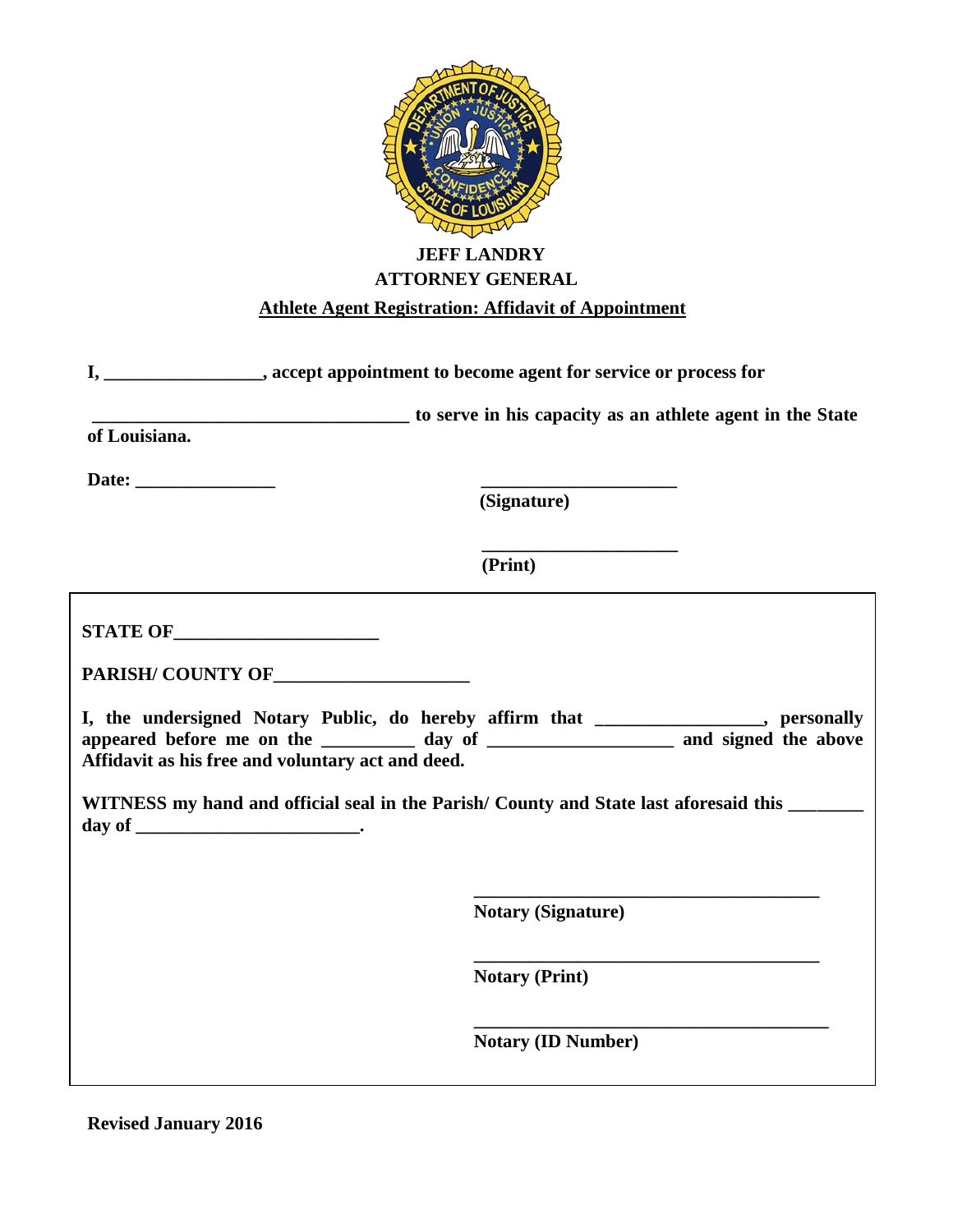**JEFF LANDRY**
**ATTORNEY GENERAL**

**Athlete Agent Registration: Affidavit of Appointment**

**I, _________________, accept appointment to become agent for service or process for**

**__________________________________ to serve in his capacity as an athlete agent in the State of Louisiana.**

**Date: _______________**

**_____________________**
**(Signature)**

**_____________________**
**(Print)**

---

**STATE OF______________________**

**PARISH/ COUNTY OF____________________**

**I, the undersigned Notary Public, do hereby affirm that _________________, personally appeared before me on the _________ day of ___________________ and signed the above Affidavit as his free and voluntary act and deed.**

**WITNESS my hand and official seal in the Parish/ County and State last aforesaid this ________ day of _______________________.**

**______________________________________**
**Notary (Signature)**

**______________________________________**
**Notary (Print)**

**______________________________________**
**Notary (ID Number)**

---

**Revised January 2016**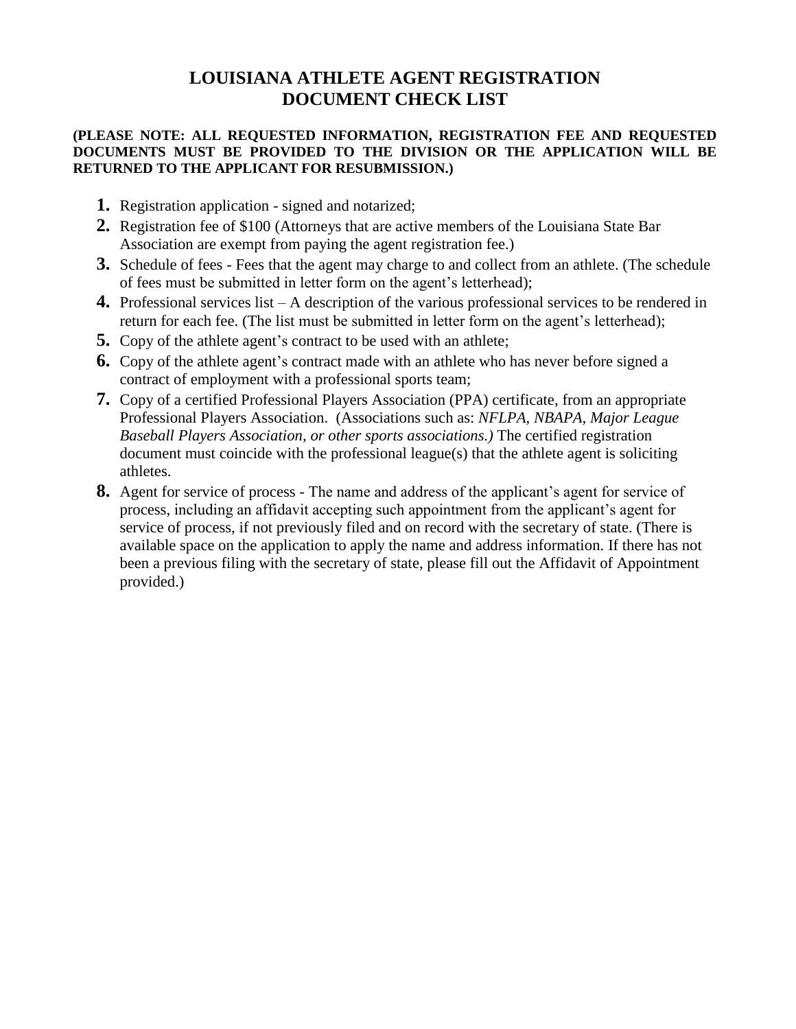# LOUISIANA ATHLETE AGENT REGISTRATION
# DOCUMENT CHECK LIST

**(PLEASE NOTE: ALL REQUESTED INFORMATION, REGISTRATION FEE AND REQUESTED DOCUMENTS MUST BE PROVIDED TO THE DIVISION OR THE APPLICATION WILL BE RETURNED TO THE APPLICANT FOR RESUBMISSION.)**

1. Registration application - signed and notarized;
2. Registration fee of $100 (Attorneys that are active members of the Louisiana State Bar Association are exempt from paying the agent registration fee.)
3. Schedule of fees - Fees that the agent may charge to and collect from an athlete. (The schedule of fees must be submitted in letter form on the agent's letterhead);
4. Professional services list – A description of the various professional services to be rendered in return for each fee. (The list must be submitted in letter form on the agent's letterhead);
5. Copy of the athlete agent's contract to be used with an athlete;
6. Copy of the athlete agent's contract made with an athlete who has never before signed a contract of employment with a professional sports team;
7. Copy of a certified Professional Players Association (PPA) certificate, from an appropriate Professional Players Association. (Associations such as: *NFLPA, NBAPA, Major League Baseball Players Association, or other sports associations.)* The certified registration document must coincide with the professional league(s) that the athlete agent is soliciting athletes.
8. Agent for service of process - The name and address of the applicant's agent for service of process, including an affidavit accepting such appointment from the applicant's agent for service of process, if not previously filed and on record with the secretary of state. (There is available space on the application to apply the name and address information. If there has not been a previous filing with the secretary of state, please fill out the Affidavit of Appointment provided.)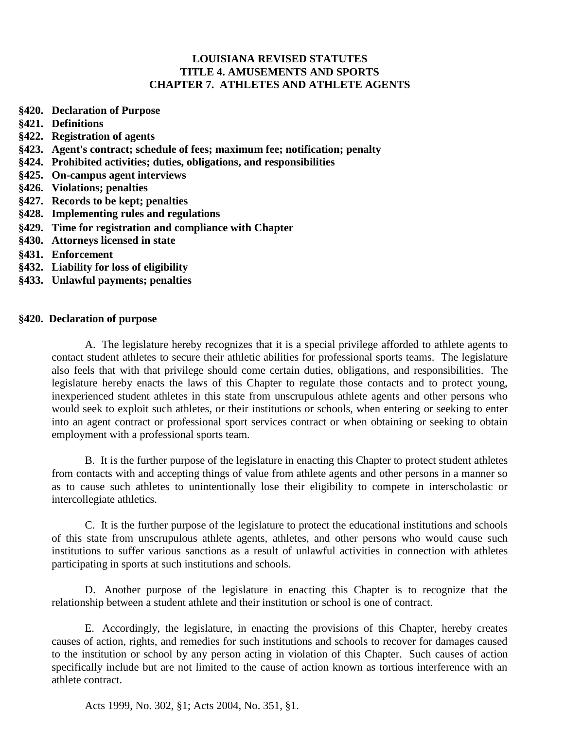# LOUISIANA REVISED STATUTES
## TITLE 4. AMUSEMENTS AND SPORTS
## CHAPTER 7. ATHLETES AND ATHLETE AGENTS

**§420. Declaration of Purpose**
**§421. Definitions**
**§422. Registration of agents**
**§423. Agent's contract; schedule of fees; maximum fee; notification; penalty**
**§424. Prohibited activities; duties, obligations, and responsibilities**
**§425. On-campus agent interviews**
**§426. Violations; penalties**
**§427. Records to be kept; penalties**
**§428. Implementing rules and regulations**
**§429. Time for registration and compliance with Chapter**
**§430. Attorneys licensed in state**
**§431. Enforcement**
**§432. Liability for loss of eligibility**
**§433. Unlawful payments; penalties**

### §420. Declaration of purpose

A. The legislature hereby recognizes that it is a special privilege afforded to athlete agents to contact student athletes to secure their athletic abilities for professional sports teams. The legislature also feels that with that privilege should come certain duties, obligations, and responsibilities. The legislature hereby enacts the laws of this Chapter to regulate those contacts and to protect young, inexperienced student athletes in this state from unscrupulous athlete agents and other persons who would seek to exploit such athletes, or their institutions or schools, when entering or seeking to enter into an agent contract or professional sport services contract or when obtaining or seeking to obtain employment with a professional sports team.

B. It is the further purpose of the legislature in enacting this Chapter to protect student athletes from contacts with and accepting things of value from athlete agents and other persons in a manner so as to cause such athletes to unintentionally lose their eligibility to compete in interscholastic or intercollegiate athletics.

C. It is the further purpose of the legislature to protect the educational institutions and schools of this state from unscrupulous athlete agents, athletes, and other persons who would cause such institutions to suffer various sanctions as a result of unlawful activities in connection with athletes participating in sports at such institutions and schools.

D. Another purpose of the legislature in enacting this Chapter is to recognize that the relationship between a student athlete and their institution or school is one of contract.

E. Accordingly, the legislature, in enacting the provisions of this Chapter, hereby creates causes of action, rights, and remedies for such institutions and schools to recover for damages caused to the institution or school by any person acting in violation of this Chapter. Such causes of action specifically include but are not limited to the cause of action known as tortious interference with an athlete contract.

Acts 1999, No. 302, §1; Acts 2004, No. 351, §1.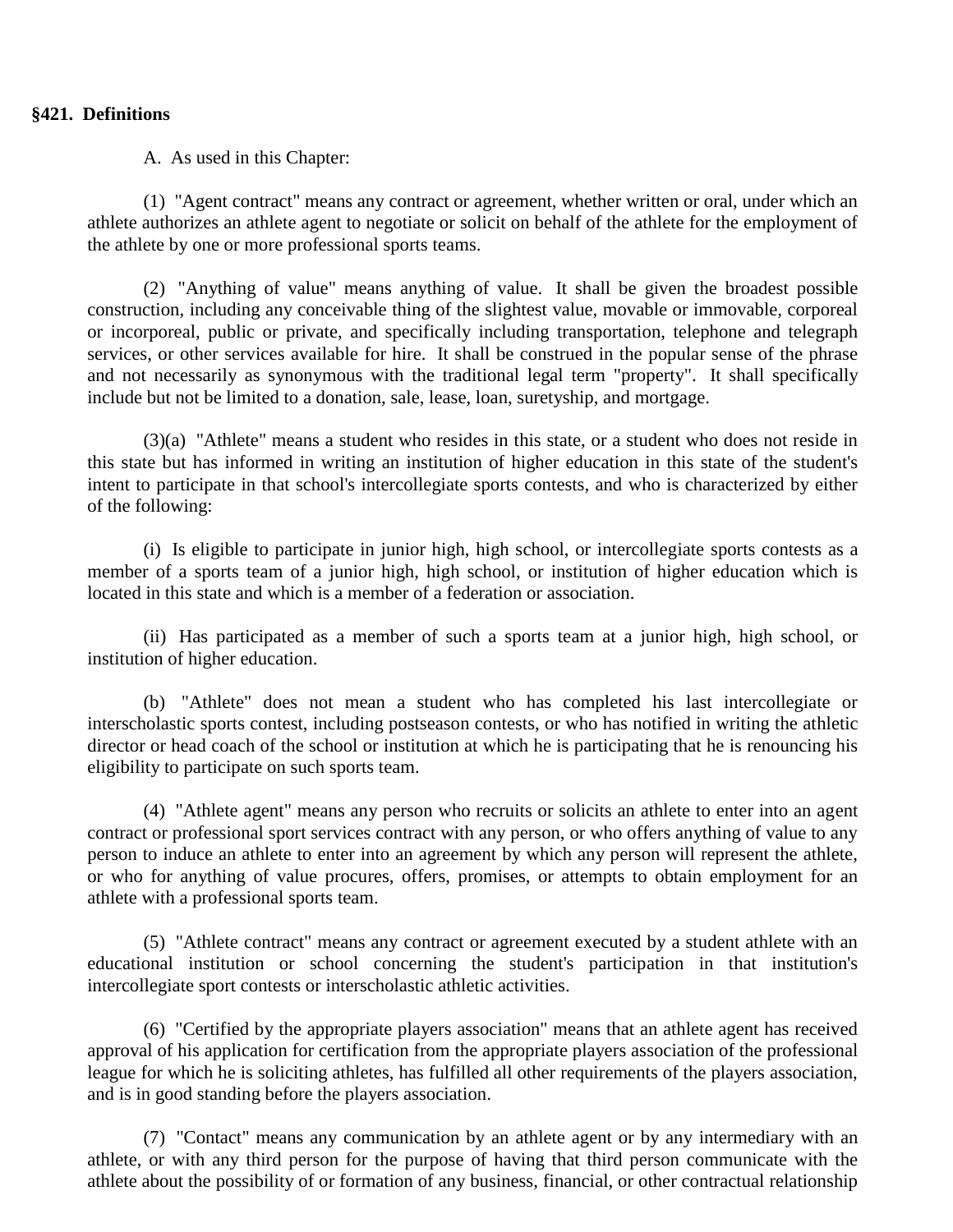**§421. Definitions**

A. As used in this Chapter:

(1) "Agent contract" means any contract or agreement, whether written or oral, under which an athlete authorizes an athlete agent to negotiate or solicit on behalf of the athlete for the employment of the athlete by one or more professional sports teams.

(2) "Anything of value" means anything of value. It shall be given the broadest possible construction, including any conceivable thing of the slightest value, movable or immovable, corporeal or incorporeal, public or private, and specifically including transportation, telephone and telegraph services, or other services available for hire. It shall be construed in the popular sense of the phrase and not necessarily as synonymous with the traditional legal term "property". It shall specifically include but not be limited to a donation, sale, lease, loan, suretyship, and mortgage.

(3)(a) "Athlete" means a student who resides in this state, or a student who does not reside in this state but has informed in writing an institution of higher education in this state of the student's intent to participate in that school's intercollegiate sports contests, and who is characterized by either of the following:

(i) Is eligible to participate in junior high, high school, or intercollegiate sports contests as a member of a sports team of a junior high, high school, or institution of higher education which is located in this state and which is a member of a federation or association.

(ii) Has participated as a member of such a sports team at a junior high, high school, or institution of higher education.

(b) "Athlete" does not mean a student who has completed his last intercollegiate or interscholastic sports contest, including postseason contests, or who has notified in writing the athletic director or head coach of the school or institution at which he is participating that he is renouncing his eligibility to participate on such sports team.

(4) "Athlete agent" means any person who recruits or solicits an athlete to enter into an agent contract or professional sport services contract with any person, or who offers anything of value to any person to induce an athlete to enter into an agreement by which any person will represent the athlete, or who for anything of value procures, offers, promises, or attempts to obtain employment for an athlete with a professional sports team.

(5) "Athlete contract" means any contract or agreement executed by a student athlete with an educational institution or school concerning the student's participation in that institution's intercollegiate sport contests or interscholastic athletic activities.

(6) "Certified by the appropriate players association" means that an athlete agent has received approval of his application for certification from the appropriate players association of the professional league for which he is soliciting athletes, has fulfilled all other requirements of the players association, and is in good standing before the players association.

(7) "Contact" means any communication by an athlete agent or by any intermediary with an athlete, or with any third person for the purpose of having that third person communicate with the athlete about the possibility of or formation of any business, financial, or other contractual relationship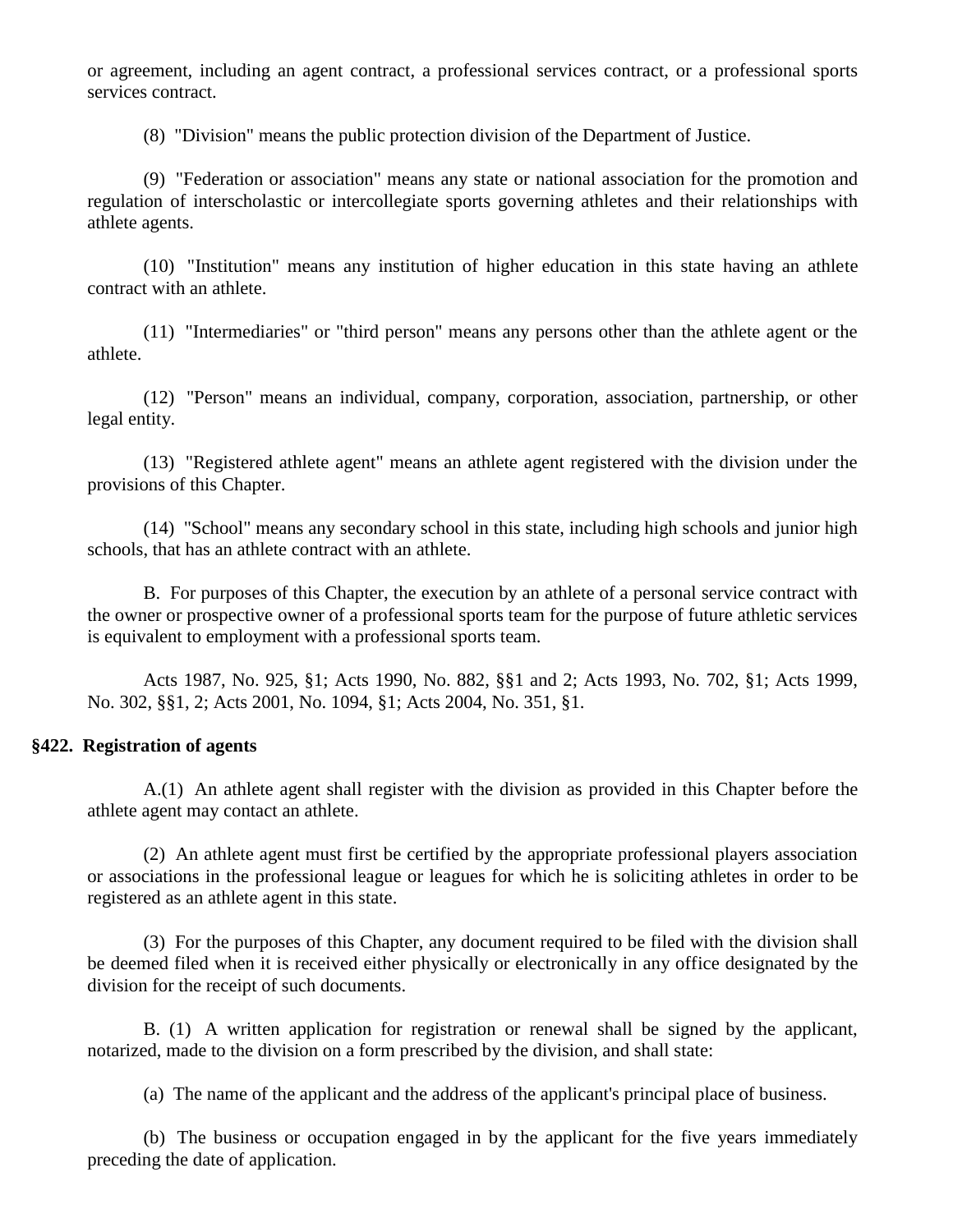or agreement, including an agent contract, a professional services contract, or a professional sports services contract.

(8) "Division" means the public protection division of the Department of Justice.

(9) "Federation or association" means any state or national association for the promotion and regulation of interscholastic or intercollegiate sports governing athletes and their relationships with athlete agents.

(10) "Institution" means any institution of higher education in this state having an athlete contract with an athlete.

(11) "Intermediaries" or "third person" means any persons other than the athlete agent or the athlete.

(12) "Person" means an individual, company, corporation, association, partnership, or other legal entity.

(13) "Registered athlete agent" means an athlete agent registered with the division under the provisions of this Chapter.

(14) "School" means any secondary school in this state, including high schools and junior high schools, that has an athlete contract with an athlete.

B. For purposes of this Chapter, the execution by an athlete of a personal service contract with the owner or prospective owner of a professional sports team for the purpose of future athletic services is equivalent to employment with a professional sports team.

Acts 1987, No. 925, §1; Acts 1990, No. 882, §§1 and 2; Acts 1993, No. 702, §1; Acts 1999, No. 302, §§1, 2; Acts 2001, No. 1094, §1; Acts 2004, No. 351, §1.

**§422. Registration of agents**

A.(1) An athlete agent shall register with the division as provided in this Chapter before the athlete agent may contact an athlete.

(2) An athlete agent must first be certified by the appropriate professional players association or associations in the professional league or leagues for which he is soliciting athletes in order to be registered as an athlete agent in this state.

(3) For the purposes of this Chapter, any document required to be filed with the division shall be deemed filed when it is received either physically or electronically in any office designated by the division for the receipt of such documents.

B. (1) A written application for registration or renewal shall be signed by the applicant, notarized, made to the division on a form prescribed by the division, and shall state:

(a) The name of the applicant and the address of the applicant's principal place of business.

(b) The business or occupation engaged in by the applicant for the five years immediately preceding the date of application.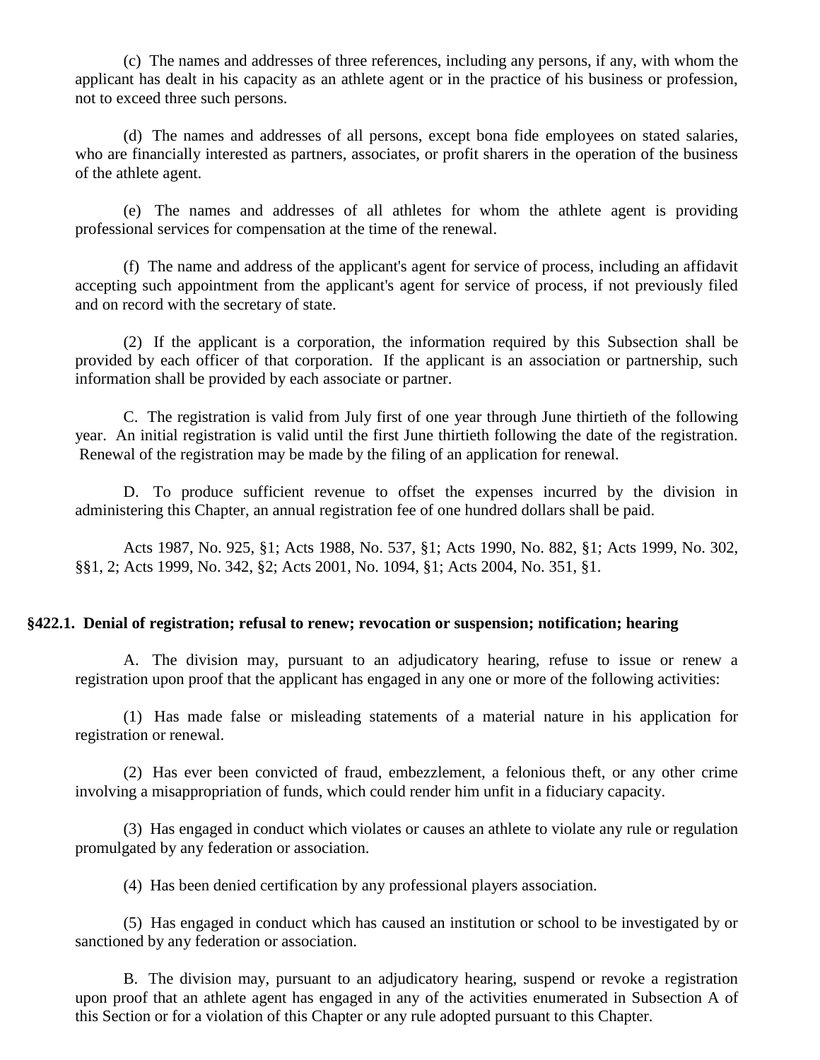(c) The names and addresses of three references, including any persons, if any, with whom the applicant has dealt in his capacity as an athlete agent or in the practice of his business or profession, not to exceed three such persons.

(d) The names and addresses of all persons, except bona fide employees on stated salaries, who are financially interested as partners, associates, or profit sharers in the operation of the business of the athlete agent.

(e) The names and addresses of all athletes for whom the athlete agent is providing professional services for compensation at the time of the renewal.

(f) The name and address of the applicant's agent for service of process, including an affidavit accepting such appointment from the applicant's agent for service of process, if not previously filed and on record with the secretary of state.

(2) If the applicant is a corporation, the information required by this Subsection shall be provided by each officer of that corporation. If the applicant is an association or partnership, such information shall be provided by each associate or partner.

C. The registration is valid from July first of one year through June thirtieth of the following year. An initial registration is valid until the first June thirtieth following the date of the registration. Renewal of the registration may be made by the filing of an application for renewal.

D. To produce sufficient revenue to offset the expenses incurred by the division in administering this Chapter, an annual registration fee of one hundred dollars shall be paid.

Acts 1987, No. 925, §1; Acts 1988, No. 537, §1; Acts 1990, No. 882, §1; Acts 1999, No. 302, §§1, 2; Acts 1999, No. 342, §2; Acts 2001, No. 1094, §1; Acts 2004, No. 351, §1.

**§422.1. Denial of registration; refusal to renew; revocation or suspension; notification; hearing**

A. The division may, pursuant to an adjudicatory hearing, refuse to issue or renew a registration upon proof that the applicant has engaged in any one or more of the following activities:

(1) Has made false or misleading statements of a material nature in his application for registration or renewal.

(2) Has ever been convicted of fraud, embezzlement, a felonious theft, or any other crime involving a misappropriation of funds, which could render him unfit in a fiduciary capacity.

(3) Has engaged in conduct which violates or causes an athlete to violate any rule or regulation promulgated by any federation or association.

(4) Has been denied certification by any professional players association.

(5) Has engaged in conduct which has caused an institution or school to be investigated by or sanctioned by any federation or association.

B. The division may, pursuant to an adjudicatory hearing, suspend or revoke a registration upon proof that an athlete agent has engaged in any of the activities enumerated in Subsection A of this Section or for a violation of this Chapter or any rule adopted pursuant to this Chapter.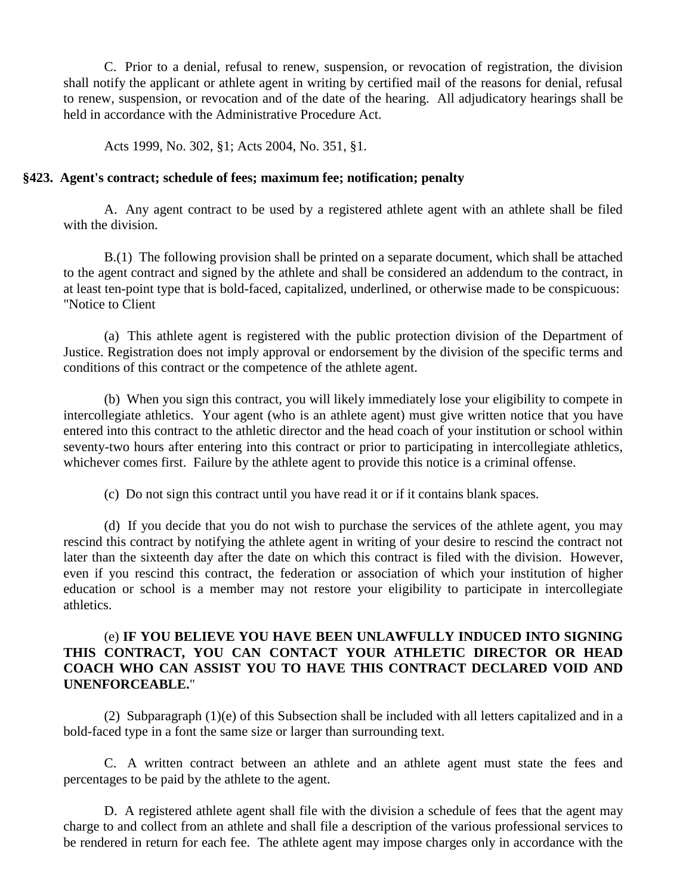C. Prior to a denial, refusal to renew, suspension, or revocation of registration, the division shall notify the applicant or athlete agent in writing by certified mail of the reasons for denial, refusal to renew, suspension, or revocation and of the date of the hearing. All adjudicatory hearings shall be held in accordance with the Administrative Procedure Act.

Acts 1999, No. 302, §1; Acts 2004, No. 351, §1.

### §423. Agent's contract; schedule of fees; maximum fee; notification; penalty

A. Any agent contract to be used by a registered athlete agent with an athlete shall be filed with the division.

B.(1) The following provision shall be printed on a separate document, which shall be attached to the agent contract and signed by the athlete and shall be considered an addendum to the contract, in at least ten-point type that is bold-faced, capitalized, underlined, or otherwise made to be conspicuous: "Notice to Client

(a) This athlete agent is registered with the public protection division of the Department of Justice. Registration does not imply approval or endorsement by the division of the specific terms and conditions of this contract or the competence of the athlete agent.

(b) When you sign this contract, you will likely immediately lose your eligibility to compete in intercollegiate athletics. Your agent (who is an athlete agent) must give written notice that you have entered into this contract to the athletic director and the head coach of your institution or school within seventy-two hours after entering into this contract or prior to participating in intercollegiate athletics, whichever comes first. Failure by the athlete agent to provide this notice is a criminal offense.

(c) Do not sign this contract until you have read it or if it contains blank spaces.

(d) If you decide that you do not wish to purchase the services of the athlete agent, you may rescind this contract by notifying the athlete agent in writing of your desire to rescind the contract not later than the sixteenth day after the date on which this contract is filed with the division. However, even if you rescind this contract, the federation or association of which your institution of higher education or school is a member may not restore your eligibility to participate in intercollegiate athletics.

(e) **IF YOU BELIEVE YOU HAVE BEEN UNLAWFULLY INDUCED INTO SIGNING THIS CONTRACT, YOU CAN CONTACT YOUR ATHLETIC DIRECTOR OR HEAD COACH WHO CAN ASSIST YOU TO HAVE THIS CONTRACT DECLARED VOID AND UNENFORCEABLE.**"

(2) Subparagraph (1)(e) of this Subsection shall be included with all letters capitalized and in a bold-faced type in a font the same size or larger than surrounding text.

C. A written contract between an athlete and an athlete agent must state the fees and percentages to be paid by the athlete to the agent.

D. A registered athlete agent shall file with the division a schedule of fees that the agent may charge to and collect from an athlete and shall file a description of the various professional services to be rendered in return for each fee. The athlete agent may impose charges only in accordance with the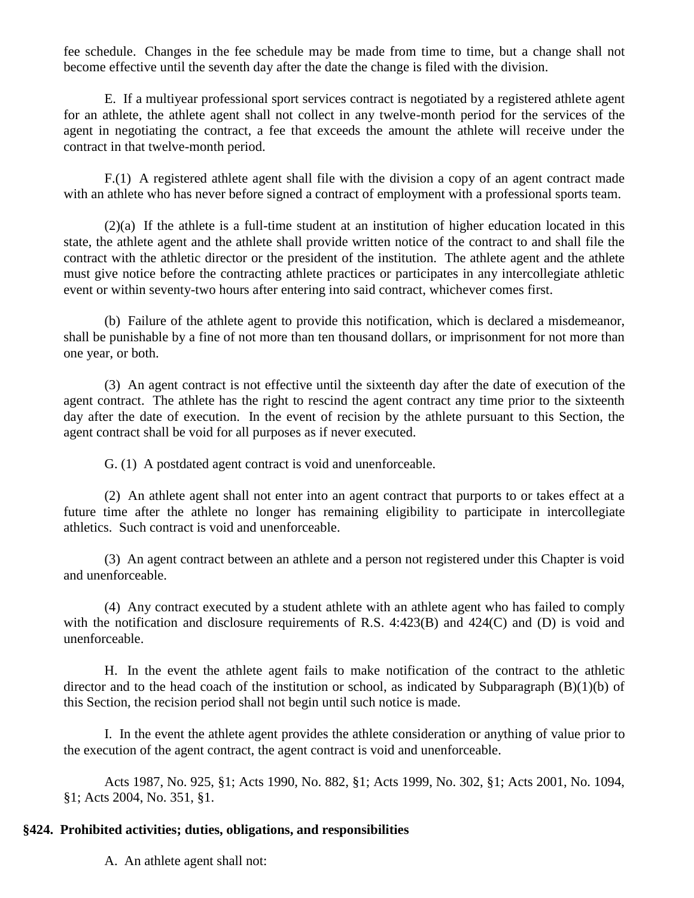fee schedule. Changes in the fee schedule may be made from time to time, but a change shall not become effective until the seventh day after the date the change is filed with the division.

E. If a multiyear professional sport services contract is negotiated by a registered athlete agent for an athlete, the athlete agent shall not collect in any twelve-month period for the services of the agent in negotiating the contract, a fee that exceeds the amount the athlete will receive under the contract in that twelve-month period.

F.(1) A registered athlete agent shall file with the division a copy of an agent contract made with an athlete who has never before signed a contract of employment with a professional sports team.

(2)(a) If the athlete is a full-time student at an institution of higher education located in this state, the athlete agent and the athlete shall provide written notice of the contract to and shall file the contract with the athletic director or the president of the institution. The athlete agent and the athlete must give notice before the contracting athlete practices or participates in any intercollegiate athletic event or within seventy-two hours after entering into said contract, whichever comes first.

(b) Failure of the athlete agent to provide this notification, which is declared a misdemeanor, shall be punishable by a fine of not more than ten thousand dollars, or imprisonment for not more than one year, or both.

(3) An agent contract is not effective until the sixteenth day after the date of execution of the agent contract. The athlete has the right to rescind the agent contract any time prior to the sixteenth day after the date of execution. In the event of recision by the athlete pursuant to this Section, the agent contract shall be void for all purposes as if never executed.

G. (1) A postdated agent contract is void and unenforceable.

(2) An athlete agent shall not enter into an agent contract that purports to or takes effect at a future time after the athlete no longer has remaining eligibility to participate in intercollegiate athletics. Such contract is void and unenforceable.

(3) An agent contract between an athlete and a person not registered under this Chapter is void and unenforceable.

(4) Any contract executed by a student athlete with an athlete agent who has failed to comply with the notification and disclosure requirements of R.S. 4:423(B) and 424(C) and (D) is void and unenforceable.

H. In the event the athlete agent fails to make notification of the contract to the athletic director and to the head coach of the institution or school, as indicated by Subparagraph (B)(1)(b) of this Section, the recision period shall not begin until such notice is made.

I. In the event the athlete agent provides the athlete consideration or anything of value prior to the execution of the agent contract, the agent contract is void and unenforceable.

Acts 1987, No. 925, §1; Acts 1990, No. 882, §1; Acts 1999, No. 302, §1; Acts 2001, No. 1094, §1; Acts 2004, No. 351, §1.

### §424. Prohibited activities; duties, obligations, and responsibilities

A. An athlete agent shall not: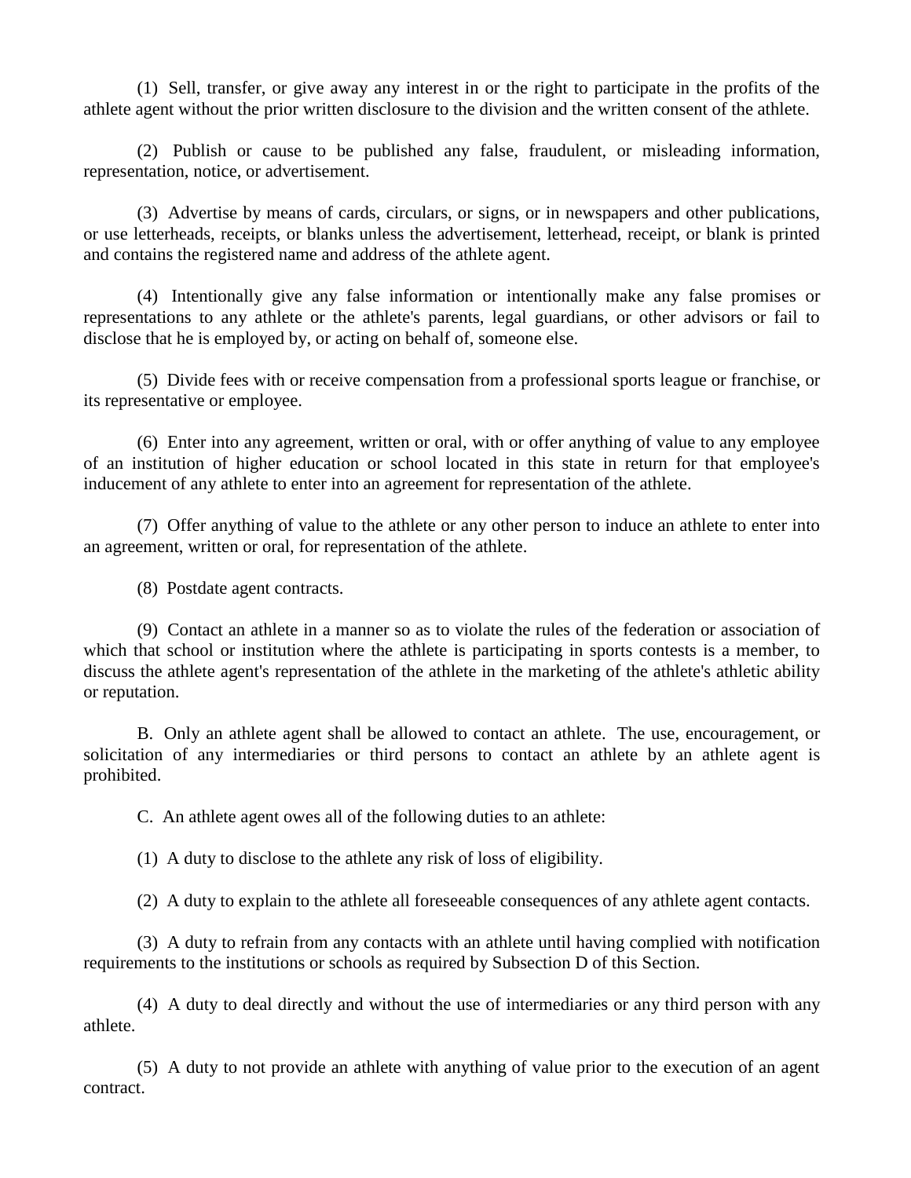(1) Sell, transfer, or give away any interest in or the right to participate in the profits of the athlete agent without the prior written disclosure to the division and the written consent of the athlete.

(2) Publish or cause to be published any false, fraudulent, or misleading information, representation, notice, or advertisement.

(3) Advertise by means of cards, circulars, or signs, or in newspapers and other publications, or use letterheads, receipts, or blanks unless the advertisement, letterhead, receipt, or blank is printed and contains the registered name and address of the athlete agent.

(4) Intentionally give any false information or intentionally make any false promises or representations to any athlete or the athlete's parents, legal guardians, or other advisors or fail to disclose that he is employed by, or acting on behalf of, someone else.

(5) Divide fees with or receive compensation from a professional sports league or franchise, or its representative or employee.

(6) Enter into any agreement, written or oral, with or offer anything of value to any employee of an institution of higher education or school located in this state in return for that employee's inducement of any athlete to enter into an agreement for representation of the athlete.

(7) Offer anything of value to the athlete or any other person to induce an athlete to enter into an agreement, written or oral, for representation of the athlete.

(8) Postdate agent contracts.

(9) Contact an athlete in a manner so as to violate the rules of the federation or association of which that school or institution where the athlete is participating in sports contests is a member, to discuss the athlete agent's representation of the athlete in the marketing of the athlete's athletic ability or reputation.

B. Only an athlete agent shall be allowed to contact an athlete. The use, encouragement, or solicitation of any intermediaries or third persons to contact an athlete by an athlete agent is prohibited.

C. An athlete agent owes all of the following duties to an athlete:

(1) A duty to disclose to the athlete any risk of loss of eligibility.

(2) A duty to explain to the athlete all foreseeable consequences of any athlete agent contacts.

(3) A duty to refrain from any contacts with an athlete until having complied with notification requirements to the institutions or schools as required by Subsection D of this Section.

(4) A duty to deal directly and without the use of intermediaries or any third person with any athlete.

(5) A duty to not provide an athlete with anything of value prior to the execution of an agent contract.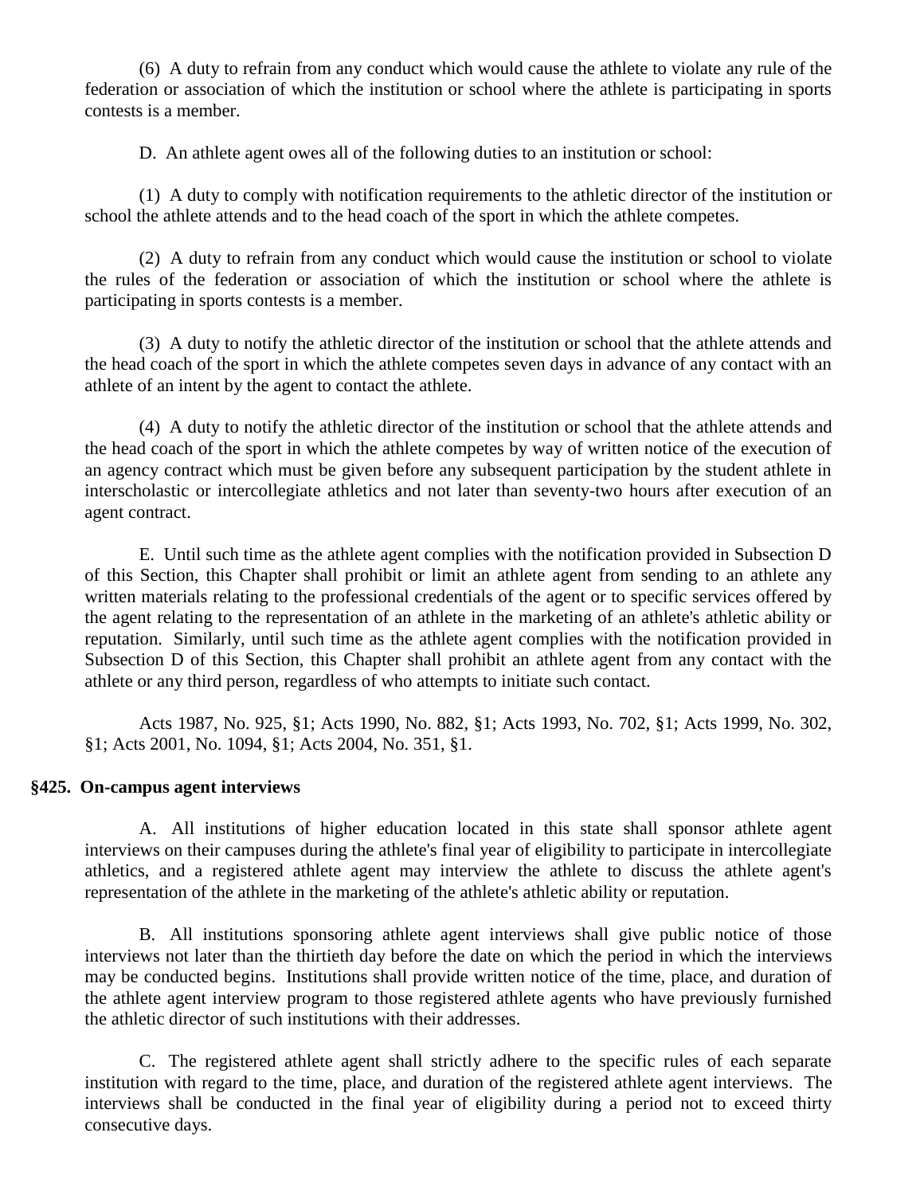(6) A duty to refrain from any conduct which would cause the athlete to violate any rule of the federation or association of which the institution or school where the athlete is participating in sports contests is a member.

D. An athlete agent owes all of the following duties to an institution or school:

(1) A duty to comply with notification requirements to the athletic director of the institution or school the athlete attends and to the head coach of the sport in which the athlete competes.

(2) A duty to refrain from any conduct which would cause the institution or school to violate the rules of the federation or association of which the institution or school where the athlete is participating in sports contests is a member.

(3) A duty to notify the athletic director of the institution or school that the athlete attends and the head coach of the sport in which the athlete competes seven days in advance of any contact with an athlete of an intent by the agent to contact the athlete.

(4) A duty to notify the athletic director of the institution or school that the athlete attends and the head coach of the sport in which the athlete competes by way of written notice of the execution of an agency contract which must be given before any subsequent participation by the student athlete in interscholastic or intercollegiate athletics and not later than seventy-two hours after execution of an agent contract.

E. Until such time as the athlete agent complies with the notification provided in Subsection D of this Section, this Chapter shall prohibit or limit an athlete agent from sending to an athlete any written materials relating to the professional credentials of the agent or to specific services offered by the agent relating to the representation of an athlete in the marketing of an athlete's athletic ability or reputation. Similarly, until such time as the athlete agent complies with the notification provided in Subsection D of this Section, this Chapter shall prohibit an athlete agent from any contact with the athlete or any third person, regardless of who attempts to initiate such contact.

Acts 1987, No. 925, §1; Acts 1990, No. 882, §1; Acts 1993, No. 702, §1; Acts 1999, No. 302, §1; Acts 2001, No. 1094, §1; Acts 2004, No. 351, §1.

**§425. On-campus agent interviews**

A. All institutions of higher education located in this state shall sponsor athlete agent interviews on their campuses during the athlete's final year of eligibility to participate in intercollegiate athletics, and a registered athlete agent may interview the athlete to discuss the athlete agent's representation of the athlete in the marketing of the athlete's athletic ability or reputation.

B. All institutions sponsoring athlete agent interviews shall give public notice of those interviews not later than the thirtieth day before the date on which the period in which the interviews may be conducted begins. Institutions shall provide written notice of the time, place, and duration of the athlete agent interview program to those registered athlete agents who have previously furnished the athletic director of such institutions with their addresses.

C. The registered athlete agent shall strictly adhere to the specific rules of each separate institution with regard to the time, place, and duration of the registered athlete agent interviews. The interviews shall be conducted in the final year of eligibility during a period not to exceed thirty consecutive days.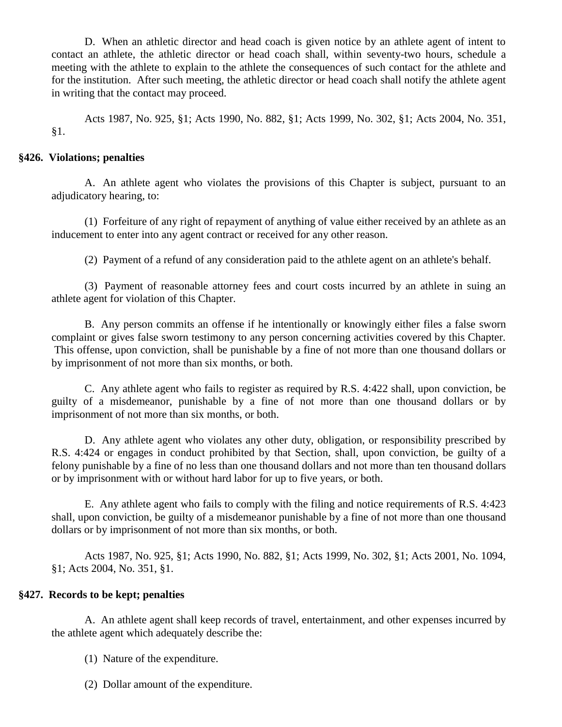D. When an athletic director and head coach is given notice by an athlete agent of intent to contact an athlete, the athletic director or head coach shall, within seventy-two hours, schedule a meeting with the athlete to explain to the athlete the consequences of such contact for the athlete and for the institution. After such meeting, the athletic director or head coach shall notify the athlete agent in writing that the contact may proceed.

Acts 1987, No. 925, §1; Acts 1990, No. 882, §1; Acts 1999, No. 302, §1; Acts 2004, No. 351, §1.

**§426. Violations; penalties**

A. An athlete agent who violates the provisions of this Chapter is subject, pursuant to an adjudicatory hearing, to:

(1) Forfeiture of any right of repayment of anything of value either received by an athlete as an inducement to enter into any agent contract or received for any other reason.

(2) Payment of a refund of any consideration paid to the athlete agent on an athlete's behalf.

(3) Payment of reasonable attorney fees and court costs incurred by an athlete in suing an athlete agent for violation of this Chapter.

B. Any person commits an offense if he intentionally or knowingly either files a false sworn complaint or gives false sworn testimony to any person concerning activities covered by this Chapter. This offense, upon conviction, shall be punishable by a fine of not more than one thousand dollars or by imprisonment of not more than six months, or both.

C. Any athlete agent who fails to register as required by R.S. 4:422 shall, upon conviction, be guilty of a misdemeanor, punishable by a fine of not more than one thousand dollars or by imprisonment of not more than six months, or both.

D. Any athlete agent who violates any other duty, obligation, or responsibility prescribed by R.S. 4:424 or engages in conduct prohibited by that Section, shall, upon conviction, be guilty of a felony punishable by a fine of no less than one thousand dollars and not more than ten thousand dollars or by imprisonment with or without hard labor for up to five years, or both.

E. Any athlete agent who fails to comply with the filing and notice requirements of R.S. 4:423 shall, upon conviction, be guilty of a misdemeanor punishable by a fine of not more than one thousand dollars or by imprisonment of not more than six months, or both.

Acts 1987, No. 925, §1; Acts 1990, No. 882, §1; Acts 1999, No. 302, §1; Acts 2001, No. 1094, §1; Acts 2004, No. 351, §1.

**§427. Records to be kept; penalties**

A. An athlete agent shall keep records of travel, entertainment, and other expenses incurred by the athlete agent which adequately describe the:

(1) Nature of the expenditure.

(2) Dollar amount of the expenditure.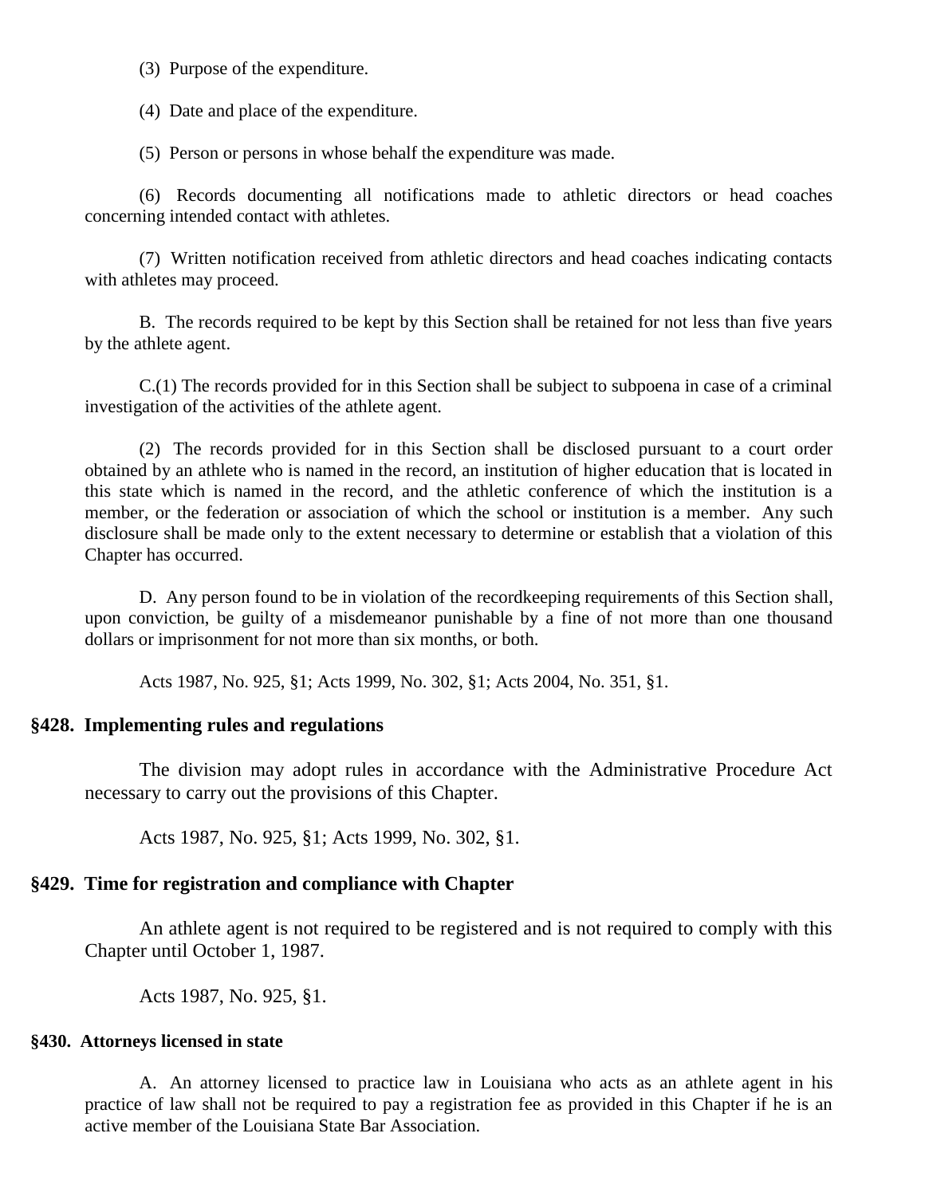(3) Purpose of the expenditure.

(4) Date and place of the expenditure.

(5) Person or persons in whose behalf the expenditure was made.

(6) Records documenting all notifications made to athletic directors or head coaches concerning intended contact with athletes.

(7) Written notification received from athletic directors and head coaches indicating contacts with athletes may proceed.

B. The records required to be kept by this Section shall be retained for not less than five years by the athlete agent.

C.(1) The records provided for in this Section shall be subject to subpoena in case of a criminal investigation of the activities of the athlete agent.

(2) The records provided for in this Section shall be disclosed pursuant to a court order obtained by an athlete who is named in the record, an institution of higher education that is located in this state which is named in the record, and the athletic conference of which the institution is a member, or the federation or association of which the school or institution is a member. Any such disclosure shall be made only to the extent necessary to determine or establish that a violation of this Chapter has occurred.

D. Any person found to be in violation of the recordkeeping requirements of this Section shall, upon conviction, be guilty of a misdemeanor punishable by a fine of not more than one thousand dollars or imprisonment for not more than six months, or both.

Acts 1987, No. 925, §1; Acts 1999, No. 302, §1; Acts 2004, No. 351, §1.

### §428. Implementing rules and regulations

The division may adopt rules in accordance with the Administrative Procedure Act necessary to carry out the provisions of this Chapter.

Acts 1987, No. 925, §1; Acts 1999, No. 302, §1.

### §429. Time for registration and compliance with Chapter

An athlete agent is not required to be registered and is not required to comply with this Chapter until October 1, 1987.

Acts 1987, No. 925, §1.

### §430. Attorneys licensed in state

A. An attorney licensed to practice law in Louisiana who acts as an athlete agent in his practice of law shall not be required to pay a registration fee as provided in this Chapter if he is an active member of the Louisiana State Bar Association.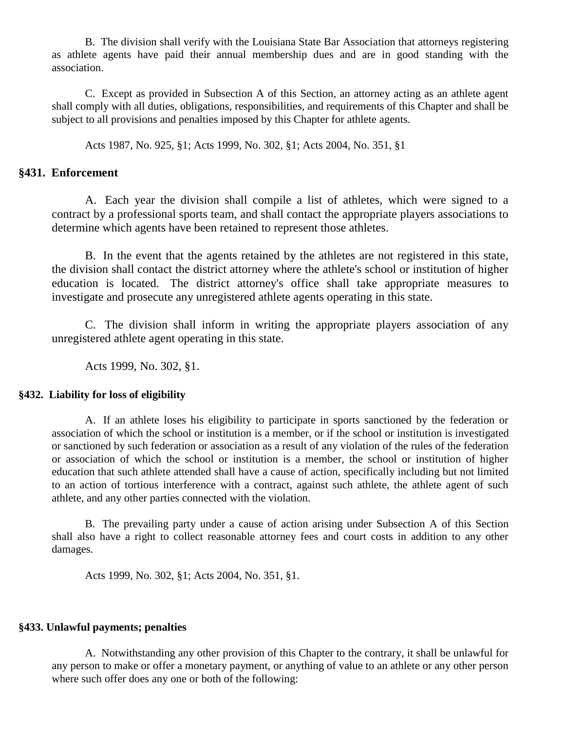B. The division shall verify with the Louisiana State Bar Association that attorneys registering as athlete agents have paid their annual membership dues and are in good standing with the association.

C. Except as provided in Subsection A of this Section, an attorney acting as an athlete agent shall comply with all duties, obligations, responsibilities, and requirements of this Chapter and shall be subject to all provisions and penalties imposed by this Chapter for athlete agents.

Acts 1987, No. 925, §1; Acts 1999, No. 302, §1; Acts 2004, No. 351, §1

## §431. Enforcement

A. Each year the division shall compile a list of athletes, which were signed to a contract by a professional sports team, and shall contact the appropriate players associations to determine which agents have been retained to represent those athletes.

B. In the event that the agents retained by the athletes are not registered in this state, the division shall contact the district attorney where the athlete's school or institution of higher education is located. The district attorney's office shall take appropriate measures to investigate and prosecute any unregistered athlete agents operating in this state.

C. The division shall inform in writing the appropriate players association of any unregistered athlete agent operating in this state.

Acts 1999, No. 302, §1.

### §432. Liability for loss of eligibility

A. If an athlete loses his eligibility to participate in sports sanctioned by the federation or association of which the school or institution is a member, or if the school or institution is investigated or sanctioned by such federation or association as a result of any violation of the rules of the federation or association of which the school or institution is a member, the school or institution of higher education that such athlete attended shall have a cause of action, specifically including but not limited to an action of tortious interference with a contract, against such athlete, the athlete agent of such athlete, and any other parties connected with the violation.

B. The prevailing party under a cause of action arising under Subsection A of this Section shall also have a right to collect reasonable attorney fees and court costs in addition to any other damages.

Acts 1999, No. 302, §1; Acts 2004, No. 351, §1.

### §433. Unlawful payments; penalties

A. Notwithstanding any other provision of this Chapter to the contrary, it shall be unlawful for any person to make or offer a monetary payment, or anything of value to an athlete or any other person where such offer does any one or both of the following: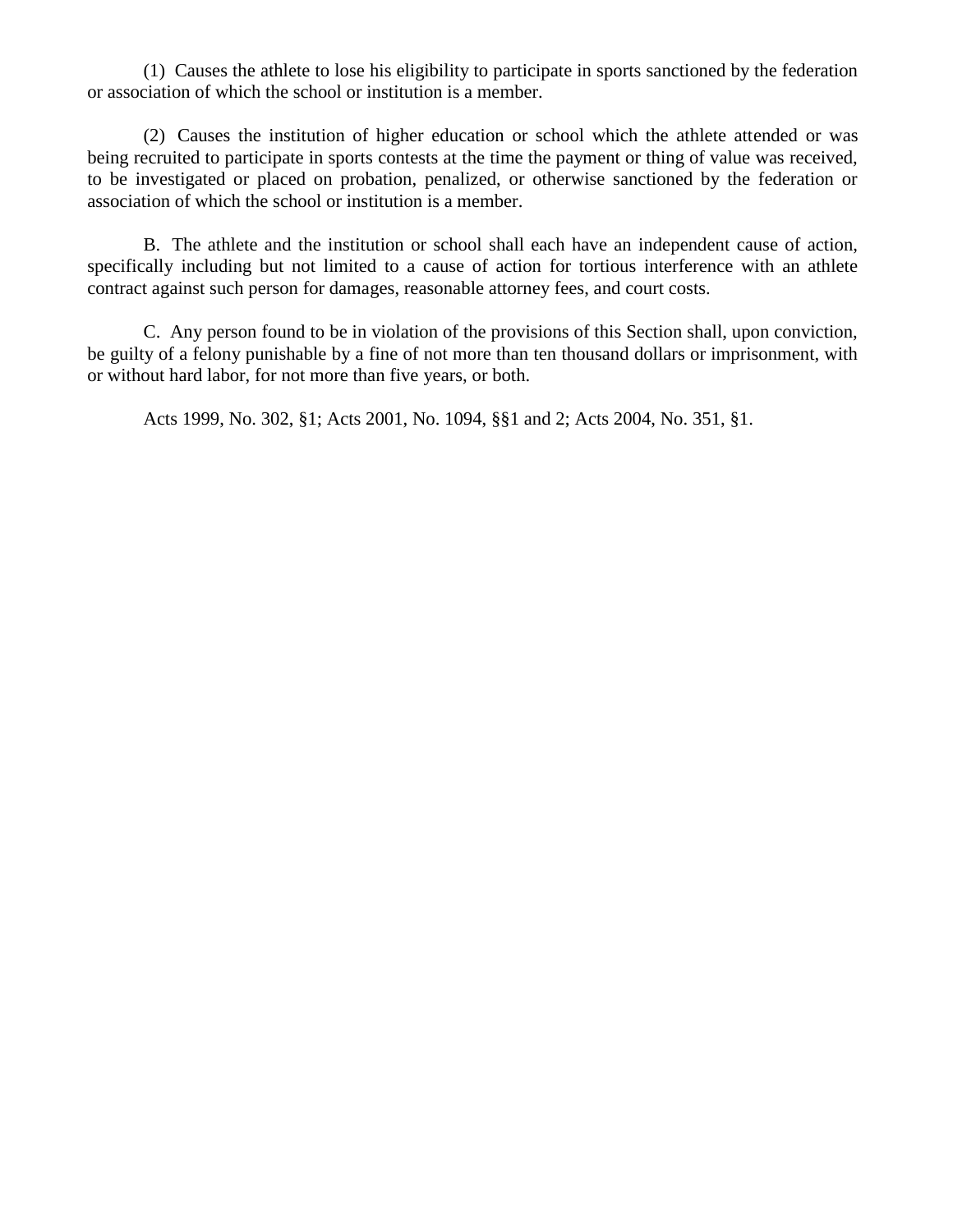(1) Causes the athlete to lose his eligibility to participate in sports sanctioned by the federation or association of which the school or institution is a member.

(2) Causes the institution of higher education or school which the athlete attended or was being recruited to participate in sports contests at the time the payment or thing of value was received, to be investigated or placed on probation, penalized, or otherwise sanctioned by the federation or association of which the school or institution is a member.

B. The athlete and the institution or school shall each have an independent cause of action, specifically including but not limited to a cause of action for tortious interference with an athlete contract against such person for damages, reasonable attorney fees, and court costs.

C. Any person found to be in violation of the provisions of this Section shall, upon conviction, be guilty of a felony punishable by a fine of not more than ten thousand dollars or imprisonment, with or without hard labor, for not more than five years, or both.

Acts 1999, No. 302, §1; Acts 2001, No. 1094, §§1 and 2; Acts 2004, No. 351, §1.